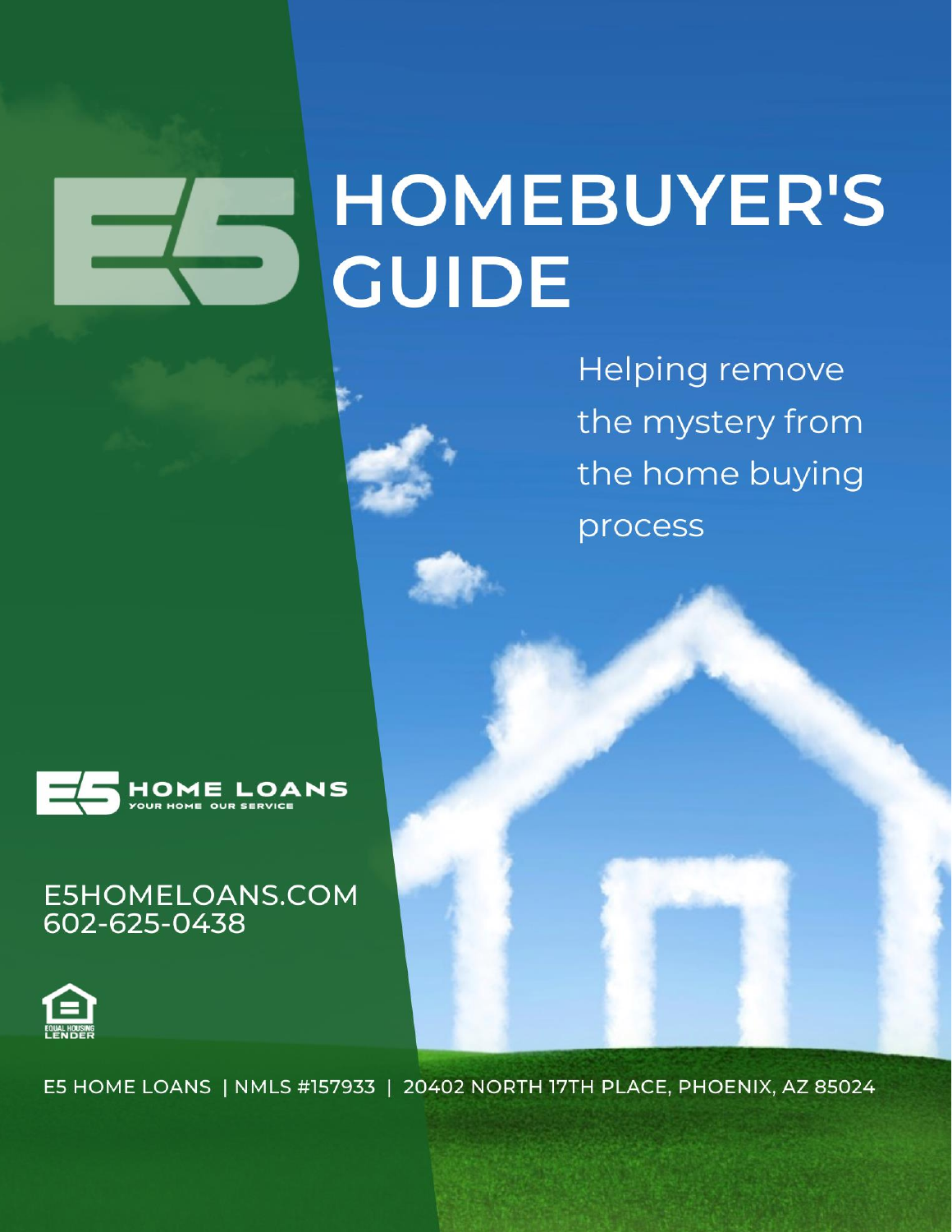# HOMEBUYER'S GUIDE

Helping remove the mystery from the home buying process

HOME LOANS
YOUR HOME OUR SERVICE

E5HOMELOANS.COM
602-625-0438

EQUAL HOUSING LENDER

E5 HOME LOANS | NMLS #157933 | 20402 NORTH 17TH PLACE, PHOENIX, AZ 85024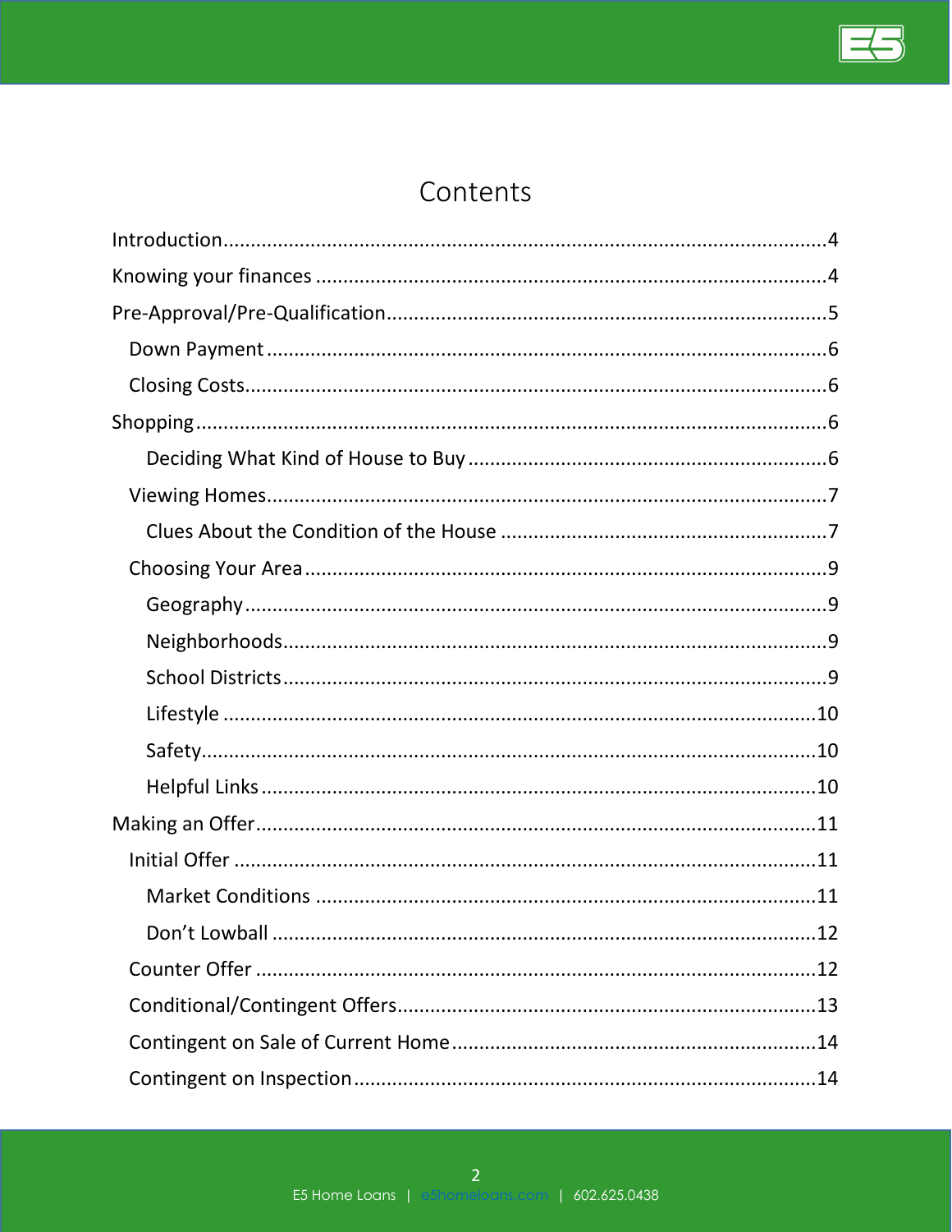# Contents

Introduction....................................................................................................4

Knowing your finances ....................................................................................4

Pre-Approval/Pre-Qualification.......................................................................5

- Down Payment ...........................................................................................6
- Closing Costs...............................................................................................6

Shopping .........................................................................................................6

- - Deciding What Kind of House to Buy ......................................................6
- Viewing Homes............................................................................................7
  - Clues About the Condition of the House ..................................................7
- Choosing Your Area .....................................................................................9
  - Geography ................................................................................................9
  - Neighborhoods..........................................................................................9
  - School Districts..........................................................................................9
  - Lifestyle ....................................................................................................10
  - Safety........................................................................................................10
  - Helpful Links .............................................................................................10

Making an Offer..............................................................................................11

- Initial Offer .................................................................................................11
  - Market Conditions ...................................................................................11
  - Don't Lowball ...........................................................................................12
- Counter Offer ..............................................................................................12
- Conditional/Contingent Offers.....................................................................13
- Contingent on Sale of Current Home...........................................................14
- Contingent on Inspection.............................................................................14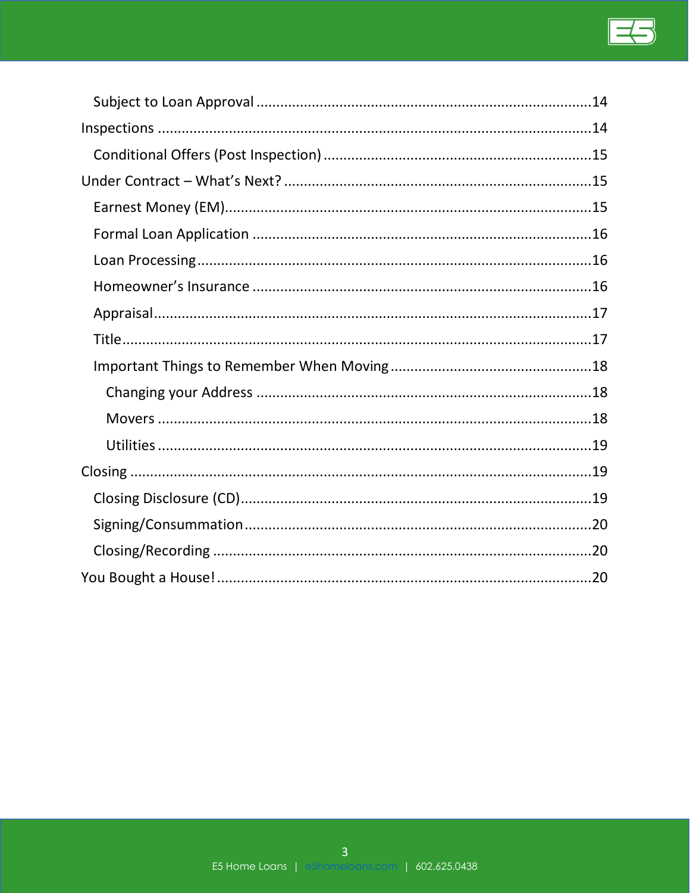- Subject to Loan Approval ....................................................................................14
- Inspections ..............................................................................................................14
  - Conditional Offers (Post Inspection) ....................................................................15
- Under Contract – What's Next? ..............................................................................15
  - Earnest Money (EM)..............................................................................................15
  - Formal Loan Application .......................................................................................16
  - Loan Processing.....................................................................................................16
  - Homeowner's Insurance .......................................................................................16
  - Appraisal................................................................................................................17
  - Title........................................................................................................................17
  - Important Things to Remember When Moving ....................................................18
    - Changing your Address .....................................................................................18
    - Movers ..............................................................................................................18
    - Utilities ..............................................................................................................19
- Closing .....................................................................................................................19
  - Closing Disclosure (CD).........................................................................................19
  - Signing/Consummation.........................................................................................20
  - Closing/Recording ................................................................................................20
- You Bought a House! ...............................................................................................20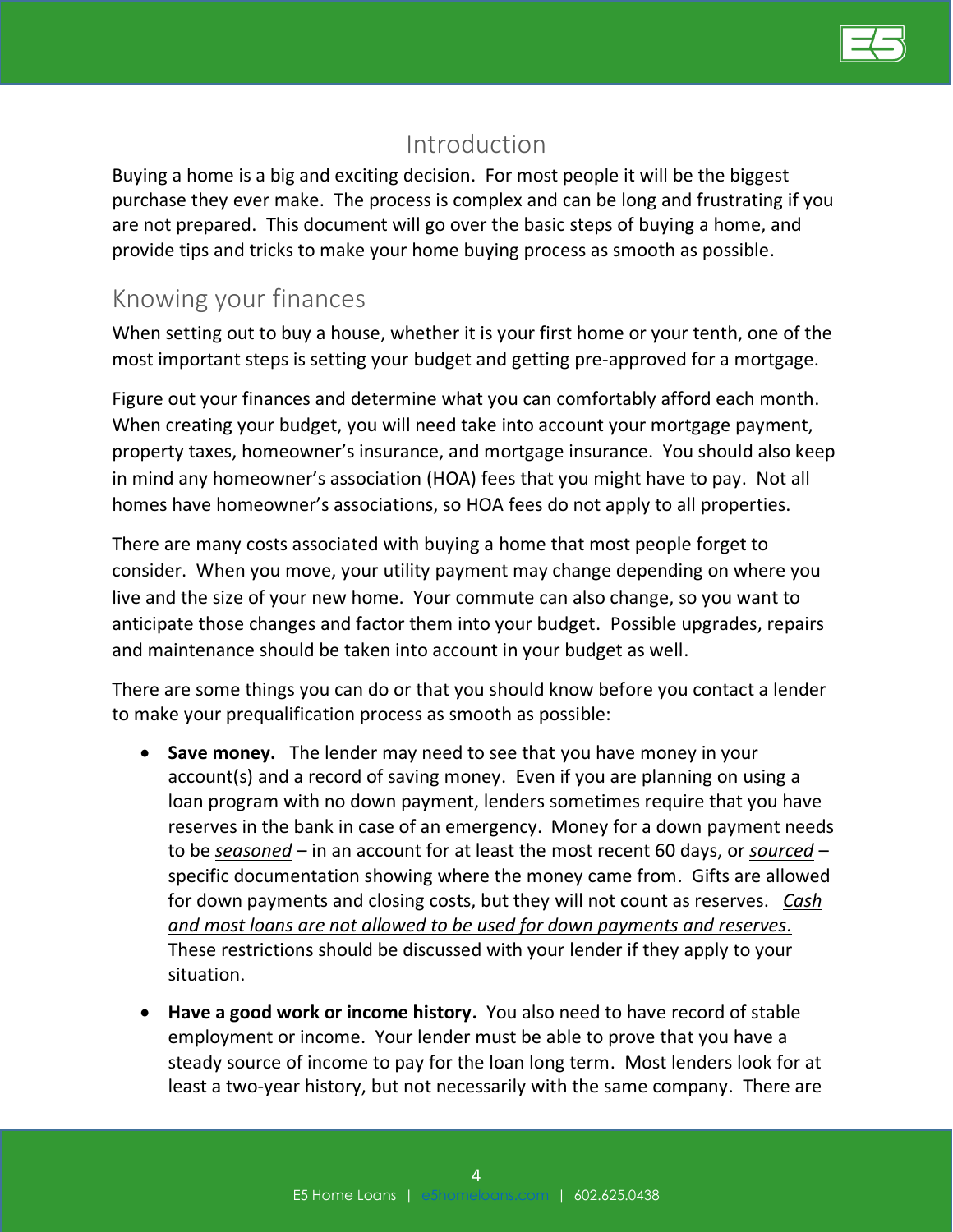# Introduction

Buying a home is a big and exciting decision. For most people it will be the biggest purchase they ever make. The process is complex and can be long and frustrating if you are not prepared. This document will go over the basic steps of buying a home, and provide tips and tricks to make your home buying process as smooth as possible.

## Knowing your finances

When setting out to buy a house, whether it is your first home or your tenth, one of the most important steps is setting your budget and getting pre-approved for a mortgage.

Figure out your finances and determine what you can comfortably afford each month. When creating your budget, you will need take into account your mortgage payment, property taxes, homeowner's insurance, and mortgage insurance. You should also keep in mind any homeowner's association (HOA) fees that you might have to pay. Not all homes have homeowner's associations, so HOA fees do not apply to all properties.

There are many costs associated with buying a home that most people forget to consider. When you move, your utility payment may change depending on where you live and the size of your new home. Your commute can also change, so you want to anticipate those changes and factor them into your budget. Possible upgrades, repairs and maintenance should be taken into account in your budget as well.

There are some things you can do or that you should know before you contact a lender to make your prequalification process as smooth as possible:

- **Save money.** The lender may need to see that you have money in your account(s) and a record of saving money. Even if you are planning on using a loan program with no down payment, lenders sometimes require that you have reserves in the bank in case of an emergency. Money for a down payment needs to be *seasoned* – in an account for at least the most recent 60 days, or *sourced* – specific documentation showing where the money came from. Gifts are allowed for down payments and closing costs, but they will not count as reserves. *Cash and most loans are not allowed to be used for down payments and reserves.* These restrictions should be discussed with your lender if they apply to your situation.
- **Have a good work or income history.** You also need to have record of stable employment or income. Your lender must be able to prove that you have a steady source of income to pay for the loan long term. Most lenders look for at least a two-year history, but not necessarily with the same company. There are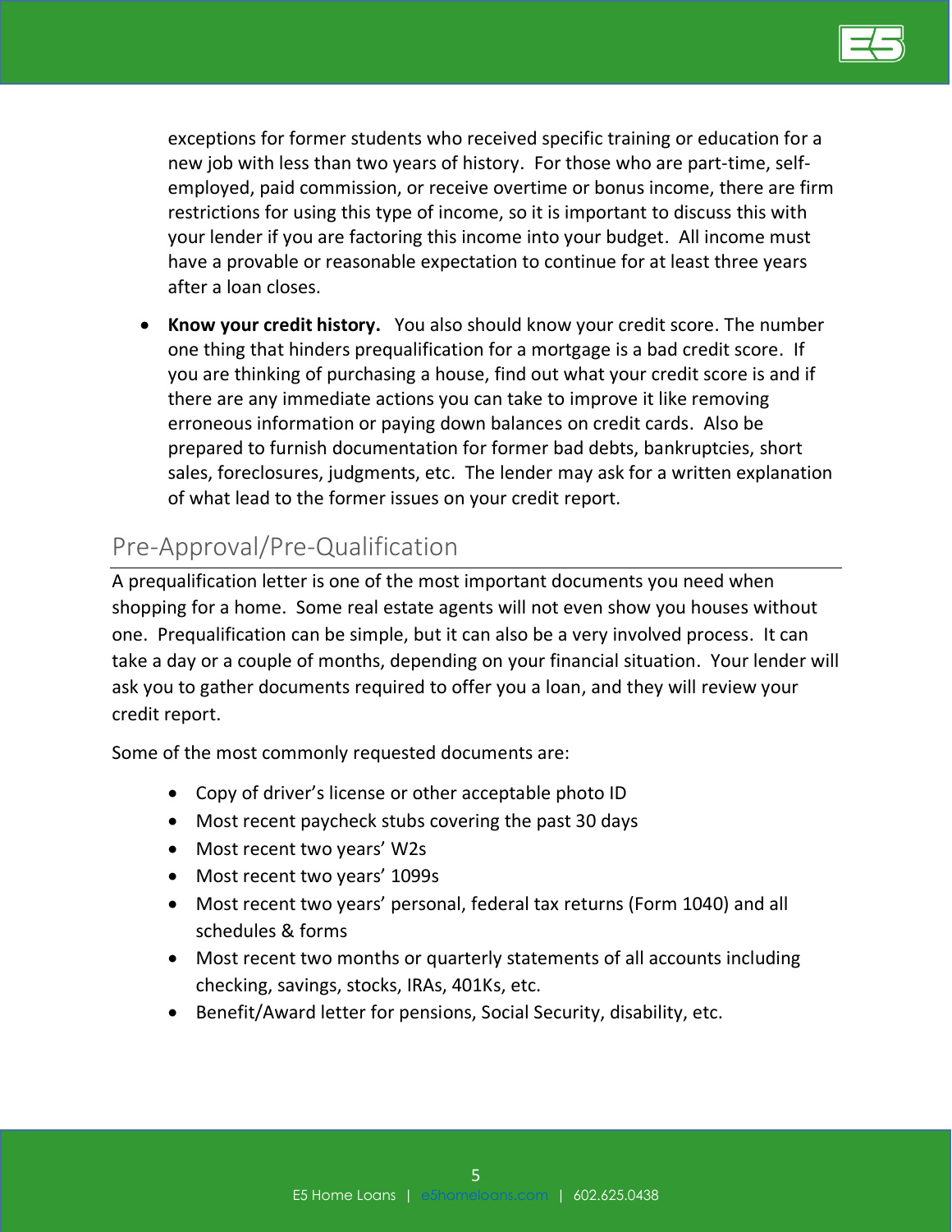exceptions for former students who received specific training or education for a new job with less than two years of history. For those who are part-time, self-employed, paid commission, or receive overtime or bonus income, there are firm restrictions for using this type of income, so it is important to discuss this with your lender if you are factoring this income into your budget. All income must have a provable or reasonable expectation to continue for at least three years after a loan closes.

- **Know your credit history.** You also should know your credit score. The number one thing that hinders prequalification for a mortgage is a bad credit score. If you are thinking of purchasing a house, find out what your credit score is and if there are any immediate actions you can take to improve it like removing erroneous information or paying down balances on credit cards. Also be prepared to furnish documentation for former bad debts, bankruptcies, short sales, foreclosures, judgments, etc. The lender may ask for a written explanation of what lead to the former issues on your credit report.

## Pre-Approval/Pre-Qualification

A prequalification letter is one of the most important documents you need when shopping for a home. Some real estate agents will not even show you houses without one. Prequalification can be simple, but it can also be a very involved process. It can take a day or a couple of months, depending on your financial situation. Your lender will ask you to gather documents required to offer you a loan, and they will review your credit report.

Some of the most commonly requested documents are:

- Copy of driver's license or other acceptable photo ID
- Most recent paycheck stubs covering the past 30 days
- Most recent two years' W2s
- Most recent two years' 1099s
- Most recent two years' personal, federal tax returns (Form 1040) and all schedules & forms
- Most recent two months or quarterly statements of all accounts including checking, savings, stocks, IRAs, 401Ks, etc.
- Benefit/Award letter for pensions, Social Security, disability, etc.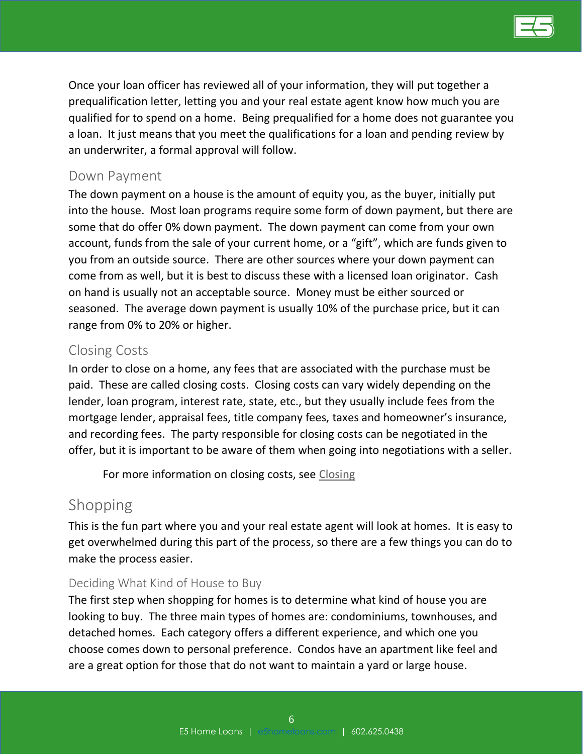Once your loan officer has reviewed all of your information, they will put together a prequalification letter, letting you and your real estate agent know how much you are qualified for to spend on a home. Being prequalified for a home does not guarantee you a loan. It just means that you meet the qualifications for a loan and pending review by an underwriter, a formal approval will follow.

### Down Payment

The down payment on a house is the amount of equity you, as the buyer, initially put into the house. Most loan programs require some form of down payment, but there are some that do offer 0% down payment. The down payment can come from your own account, funds from the sale of your current home, or a "gift", which are funds given to you from an outside source. There are other sources where your down payment can come from as well, but it is best to discuss these with a licensed loan originator. Cash on hand is usually not an acceptable source. Money must be either sourced or seasoned. The average down payment is usually 10% of the purchase price, but it can range from 0% to 20% or higher.

### Closing Costs

In order to close on a home, any fees that are associated with the purchase must be paid. These are called closing costs. Closing costs can vary widely depending on the lender, loan program, interest rate, state, etc., but they usually include fees from the mortgage lender, appraisal fees, title company fees, taxes and homeowner's insurance, and recording fees. The party responsible for closing costs can be negotiated in the offer, but it is important to be aware of them when going into negotiations with a seller.

For more information on closing costs, see Closing

## Shopping

This is the fun part where you and your real estate agent will look at homes. It is easy to get overwhelmed during this part of the process, so there are a few things you can do to make the process easier.

### Deciding What Kind of House to Buy

The first step when shopping for homes is to determine what kind of house you are looking to buy. The three main types of homes are: condominiums, townhouses, and detached homes. Each category offers a different experience, and which one you choose comes down to personal preference. Condos have an apartment like feel and are a great option for those that do not want to maintain a yard or large house.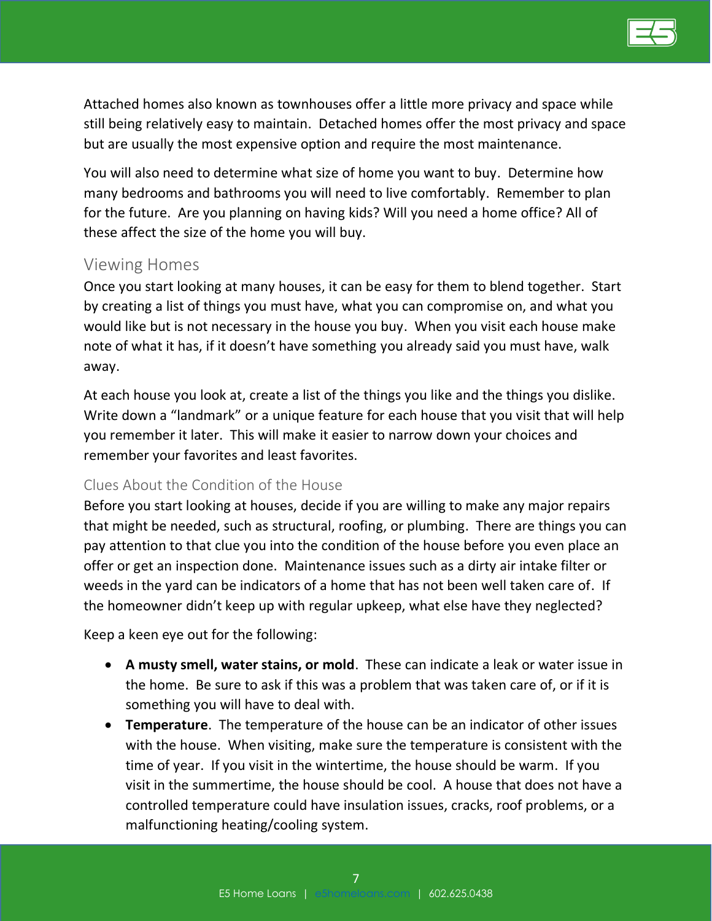Attached homes also known as townhouses offer a little more privacy and space while still being relatively easy to maintain.  Detached homes offer the most privacy and space but are usually the most expensive option and require the most maintenance.

You will also need to determine what size of home you want to buy.  Determine how many bedrooms and bathrooms you will need to live comfortably.  Remember to plan for the future.  Are you planning on having kids? Will you need a home office? All of these affect the size of the home you will buy.

## Viewing Homes

Once you start looking at many houses, it can be easy for them to blend together.  Start by creating a list of things you must have, what you can compromise on, and what you would like but is not necessary in the house you buy.  When you visit each house make note of what it has, if it doesn't have something you already said you must have, walk away.

At each house you look at, create a list of the things you like and the things you dislike.  Write down a "landmark" or a unique feature for each house that you visit that will help you remember it later.  This will make it easier to narrow down your choices and remember your favorites and least favorites.

### Clues About the Condition of the House

Before you start looking at houses, decide if you are willing to make any major repairs that might be needed, such as structural, roofing, or plumbing.  There are things you can pay attention to that clue you into the condition of the house before you even place an offer or get an inspection done.  Maintenance issues such as a dirty air intake filter or weeds in the yard can be indicators of a home that has not been well taken care of.  If the homeowner didn't keep up with regular upkeep, what else have they neglected?

Keep a keen eye out for the following:

- **A musty smell, water stains, or mold**.  These can indicate a leak or water issue in the home.  Be sure to ask if this was a problem that was taken care of, or if it is something you will have to deal with.
- **Temperature**.  The temperature of the house can be an indicator of other issues with the house.  When visiting, make sure the temperature is consistent with the time of year.  If you visit in the wintertime, the house should be warm.  If you visit in the summertime, the house should be cool.  A house that does not have a controlled temperature could have insulation issues, cracks, roof problems, or a malfunctioning heating/cooling system.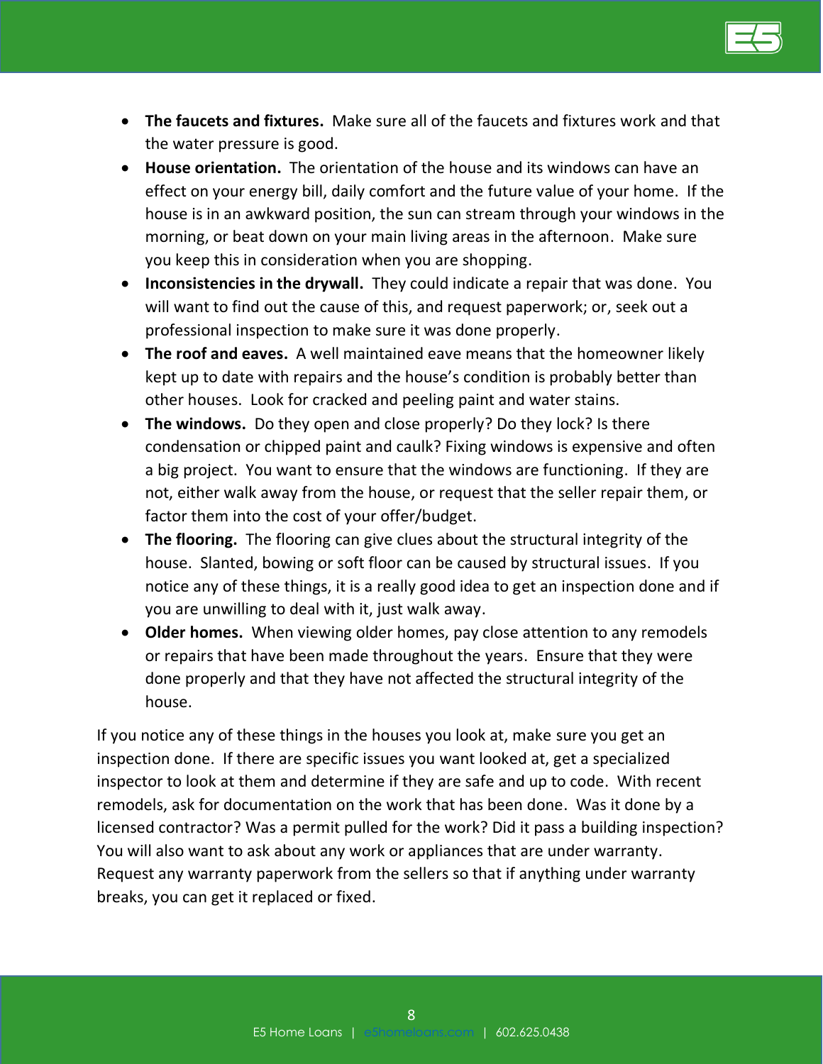- **The faucets and fixtures.** Make sure all of the faucets and fixtures work and that the water pressure is good.
- **House orientation.** The orientation of the house and its windows can have an effect on your energy bill, daily comfort and the future value of your home. If the house is in an awkward position, the sun can stream through your windows in the morning, or beat down on your main living areas in the afternoon. Make sure you keep this in consideration when you are shopping.
- **Inconsistencies in the drywall.** They could indicate a repair that was done. You will want to find out the cause of this, and request paperwork; or, seek out a professional inspection to make sure it was done properly.
- **The roof and eaves.** A well maintained eave means that the homeowner likely kept up to date with repairs and the house's condition is probably better than other houses. Look for cracked and peeling paint and water stains.
- **The windows.** Do they open and close properly? Do they lock? Is there condensation or chipped paint and caulk? Fixing windows is expensive and often a big project. You want to ensure that the windows are functioning. If they are not, either walk away from the house, or request that the seller repair them, or factor them into the cost of your offer/budget.
- **The flooring.** The flooring can give clues about the structural integrity of the house. Slanted, bowing or soft floor can be caused by structural issues. If you notice any of these things, it is a really good idea to get an inspection done and if you are unwilling to deal with it, just walk away.
- **Older homes.** When viewing older homes, pay close attention to any remodels or repairs that have been made throughout the years. Ensure that they were done properly and that they have not affected the structural integrity of the house.

If you notice any of these things in the houses you look at, make sure you get an inspection done. If there are specific issues you want looked at, get a specialized inspector to look at them and determine if they are safe and up to code. With recent remodels, ask for documentation on the work that has been done. Was it done by a licensed contractor? Was a permit pulled for the work? Did it pass a building inspection? You will also want to ask about any work or appliances that are under warranty. Request any warranty paperwork from the sellers so that if anything under warranty breaks, you can get it replaced or fixed.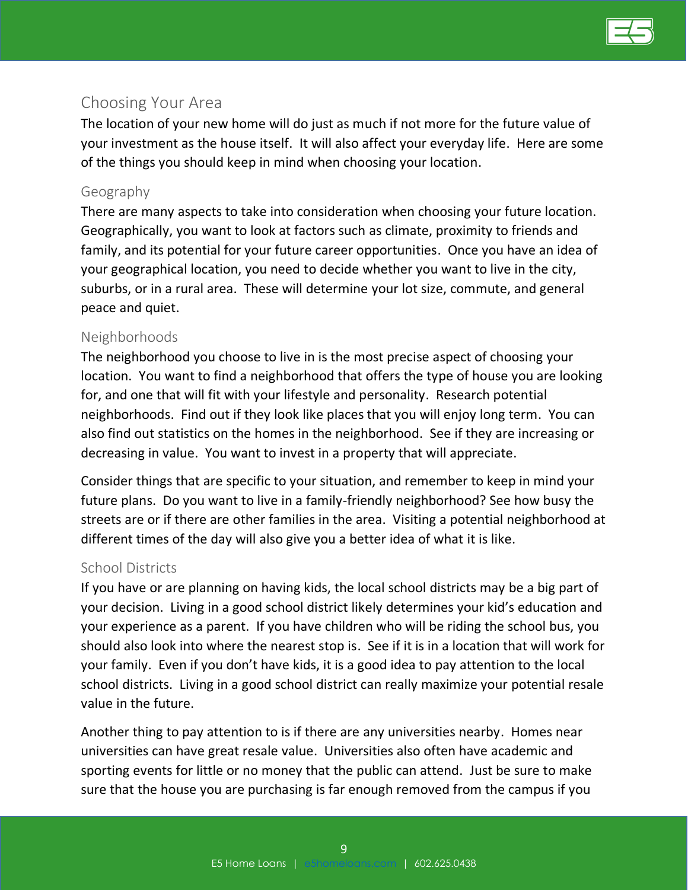## Choosing Your Area

The location of your new home will do just as much if not more for the future value of your investment as the house itself. It will also affect your everyday life. Here are some of the things you should keep in mind when choosing your location.

### Geography

There are many aspects to take into consideration when choosing your future location. Geographically, you want to look at factors such as climate, proximity to friends and family, and its potential for your future career opportunities. Once you have an idea of your geographical location, you need to decide whether you want to live in the city, suburbs, or in a rural area. These will determine your lot size, commute, and general peace and quiet.

### Neighborhoods

The neighborhood you choose to live in is the most precise aspect of choosing your location. You want to find a neighborhood that offers the type of house you are looking for, and one that will fit with your lifestyle and personality. Research potential neighborhoods. Find out if they look like places that you will enjoy long term. You can also find out statistics on the homes in the neighborhood. See if they are increasing or decreasing in value. You want to invest in a property that will appreciate.

Consider things that are specific to your situation, and remember to keep in mind your future plans. Do you want to live in a family-friendly neighborhood? See how busy the streets are or if there are other families in the area. Visiting a potential neighborhood at different times of the day will also give you a better idea of what it is like.

### School Districts

If you have or are planning on having kids, the local school districts may be a big part of your decision. Living in a good school district likely determines your kid's education and your experience as a parent. If you have children who will be riding the school bus, you should also look into where the nearest stop is. See if it is in a location that will work for your family. Even if you don't have kids, it is a good idea to pay attention to the local school districts. Living in a good school district can really maximize your potential resale value in the future.

Another thing to pay attention to is if there are any universities nearby. Homes near universities can have great resale value. Universities also often have academic and sporting events for little or no money that the public can attend. Just be sure to make sure that the house you are purchasing is far enough removed from the campus if you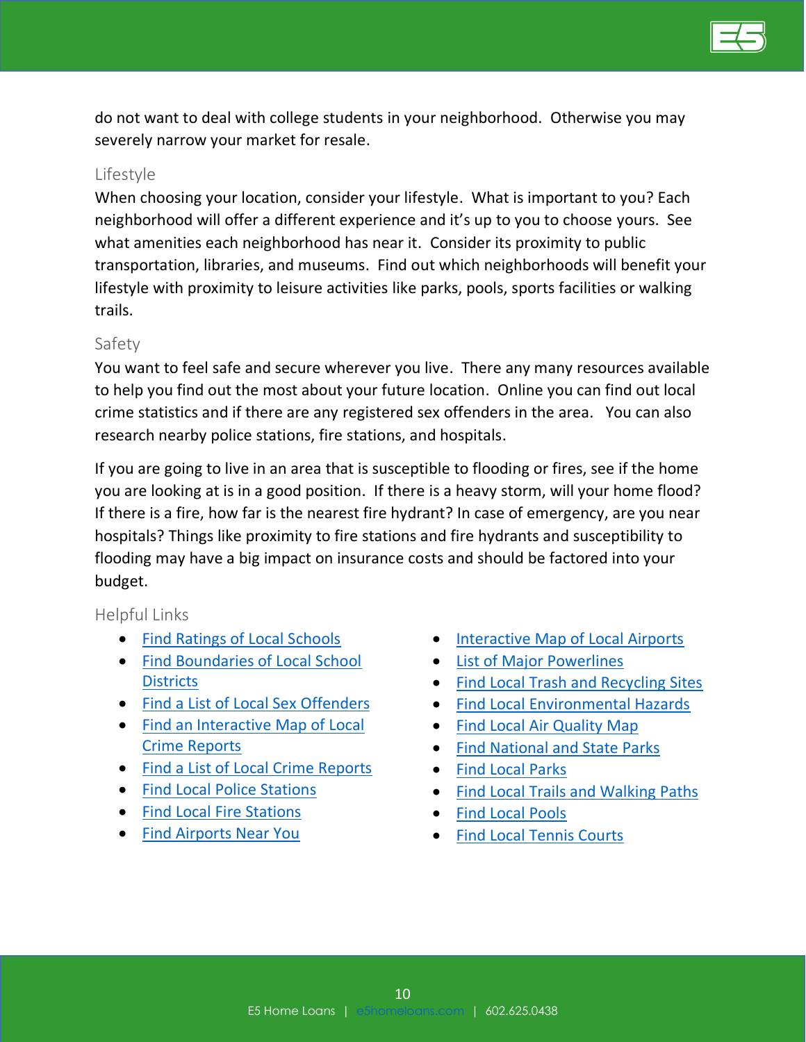do not want to deal with college students in your neighborhood.  Otherwise you may severely narrow your market for resale.

### Lifestyle

When choosing your location, consider your lifestyle.  What is important to you? Each neighborhood will offer a different experience and it's up to you to choose yours.  See what amenities each neighborhood has near it.  Consider its proximity to public transportation, libraries, and museums.  Find out which neighborhoods will benefit your lifestyle with proximity to leisure activities like parks, pools, sports facilities or walking trails.

### Safety

You want to feel safe and secure wherever you live.  There any many resources available to help you find out the most about your future location.  Online you can find out local crime statistics and if there are any registered sex offenders in the area.   You can also research nearby police stations, fire stations, and hospitals.

If you are going to live in an area that is susceptible to flooding or fires, see if the home you are looking at is in a good position.  If there is a heavy storm, will your home flood? If there is a fire, how far is the nearest fire hydrant? In case of emergency, are you near hospitals? Things like proximity to fire stations and fire hydrants and susceptibility to flooding may have a big impact on insurance costs and should be factored into your budget.

### Helpful Links

- Find Ratings of Local Schools
- Find Boundaries of Local School Districts
- Find a List of Local Sex Offenders
- Find an Interactive Map of Local Crime Reports
- Find a List of Local Crime Reports
- Find Local Police Stations
- Find Local Fire Stations
- Find Airports Near You
- Interactive Map of Local Airports
- List of Major Powerlines
- Find Local Trash and Recycling Sites
- Find Local Environmental Hazards
- Find Local Air Quality Map
- Find National and State Parks
- Find Local Parks
- Find Local Trails and Walking Paths
- Find Local Pools
- Find Local Tennis Courts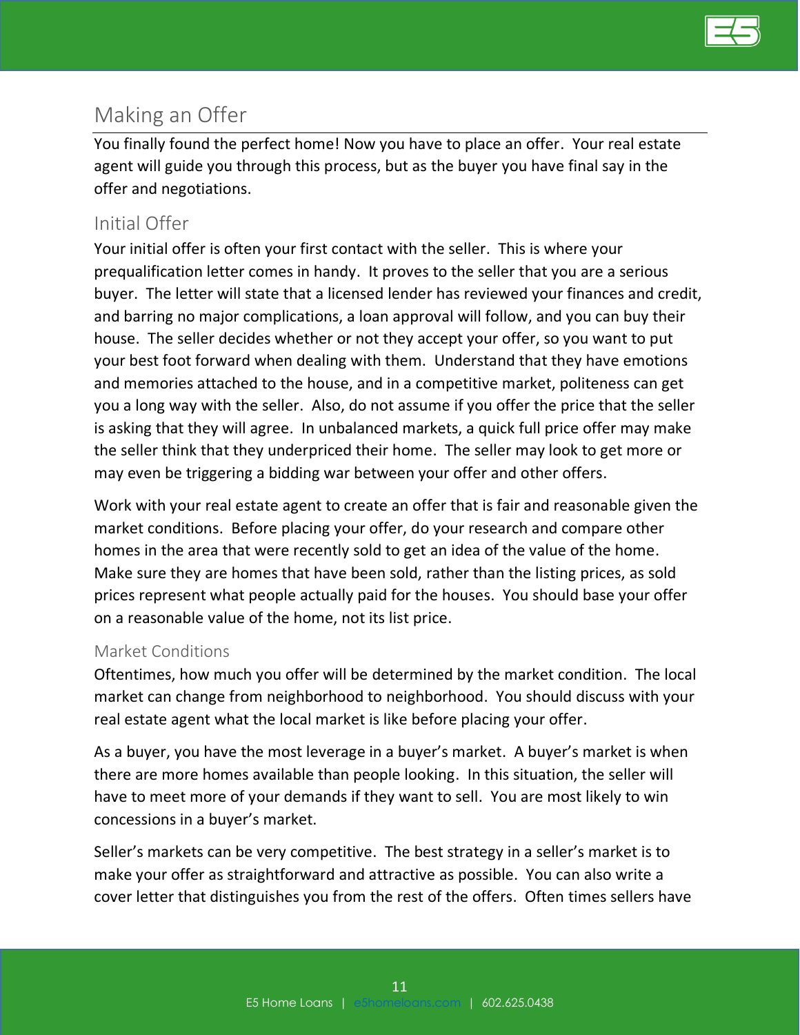## Making an Offer

You finally found the perfect home! Now you have to place an offer. Your real estate agent will guide you through this process, but as the buyer you have final say in the offer and negotiations.

### Initial Offer

Your initial offer is often your first contact with the seller. This is where your prequalification letter comes in handy. It proves to the seller that you are a serious buyer. The letter will state that a licensed lender has reviewed your finances and credit, and barring no major complications, a loan approval will follow, and you can buy their house. The seller decides whether or not they accept your offer, so you want to put your best foot forward when dealing with them. Understand that they have emotions and memories attached to the house, and in a competitive market, politeness can get you a long way with the seller. Also, do not assume if you offer the price that the seller is asking that they will agree. In unbalanced markets, a quick full price offer may make the seller think that they underpriced their home. The seller may look to get more or may even be triggering a bidding war between your offer and other offers.

Work with your real estate agent to create an offer that is fair and reasonable given the market conditions. Before placing your offer, do your research and compare other homes in the area that were recently sold to get an idea of the value of the home. Make sure they are homes that have been sold, rather than the listing prices, as sold prices represent what people actually paid for the houses. You should base your offer on a reasonable value of the home, not its list price.

#### Market Conditions

Oftentimes, how much you offer will be determined by the market condition. The local market can change from neighborhood to neighborhood. You should discuss with your real estate agent what the local market is like before placing your offer.

As a buyer, you have the most leverage in a buyer's market. A buyer's market is when there are more homes available than people looking. In this situation, the seller will have to meet more of your demands if they want to sell. You are most likely to win concessions in a buyer's market.

Seller's markets can be very competitive. The best strategy in a seller's market is to make your offer as straightforward and attractive as possible. You can also write a cover letter that distinguishes you from the rest of the offers. Often times sellers have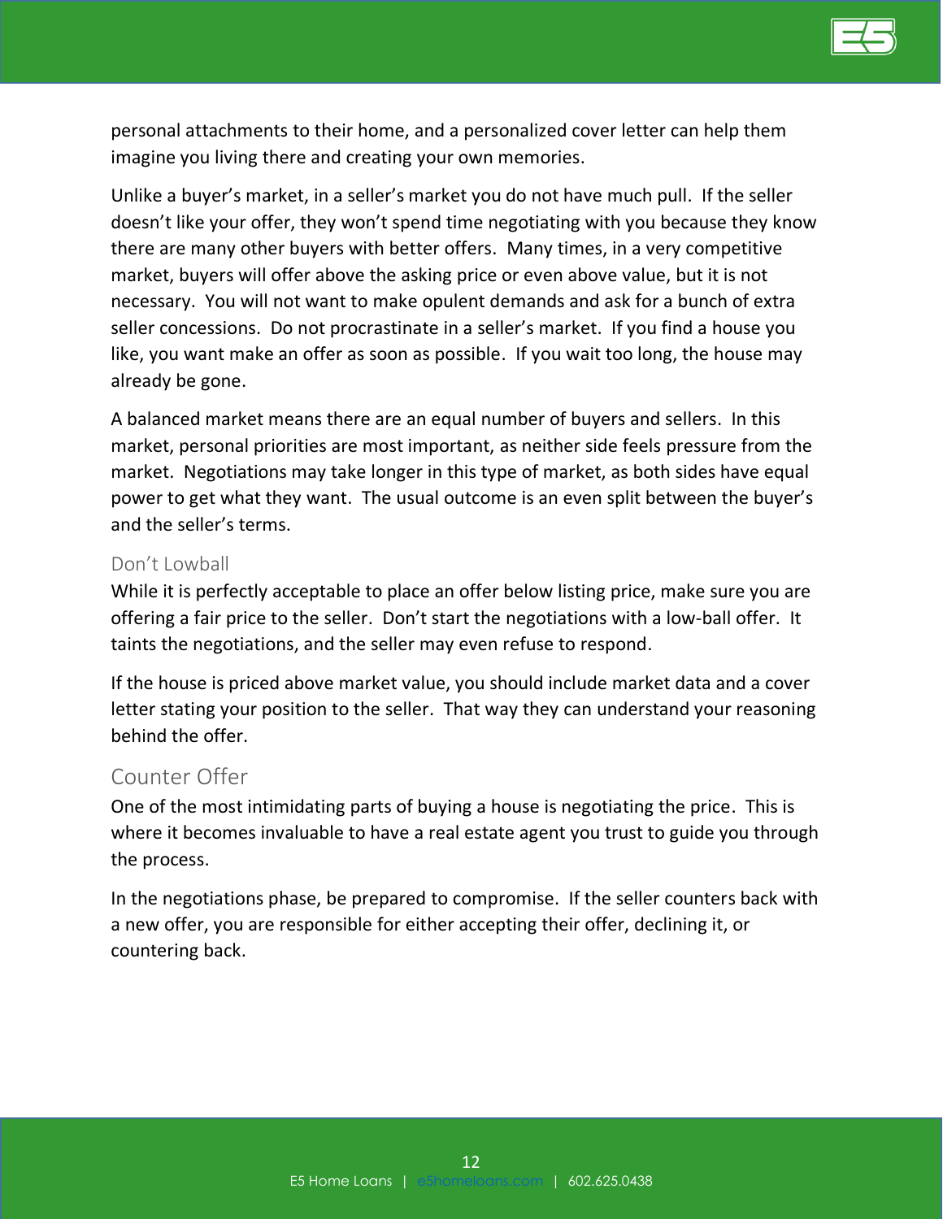personal attachments to their home, and a personalized cover letter can help them imagine you living there and creating your own memories.

Unlike a buyer's market, in a seller's market you do not have much pull. If the seller doesn't like your offer, they won't spend time negotiating with you because they know there are many other buyers with better offers. Many times, in a very competitive market, buyers will offer above the asking price or even above value, but it is not necessary. You will not want to make opulent demands and ask for a bunch of extra seller concessions. Do not procrastinate in a seller's market. If you find a house you like, you want make an offer as soon as possible. If you wait too long, the house may already be gone.

A balanced market means there are an equal number of buyers and sellers. In this market, personal priorities are most important, as neither side feels pressure from the market. Negotiations may take longer in this type of market, as both sides have equal power to get what they want. The usual outcome is an even split between the buyer's and the seller's terms.

### Don't Lowball

While it is perfectly acceptable to place an offer below listing price, make sure you are offering a fair price to the seller. Don't start the negotiations with a low-ball offer. It taints the negotiations, and the seller may even refuse to respond.

If the house is priced above market value, you should include market data and a cover letter stating your position to the seller. That way they can understand your reasoning behind the offer.

## Counter Offer

One of the most intimidating parts of buying a house is negotiating the price. This is where it becomes invaluable to have a real estate agent you trust to guide you through the process.

In the negotiations phase, be prepared to compromise. If the seller counters back with a new offer, you are responsible for either accepting their offer, declining it, or countering back.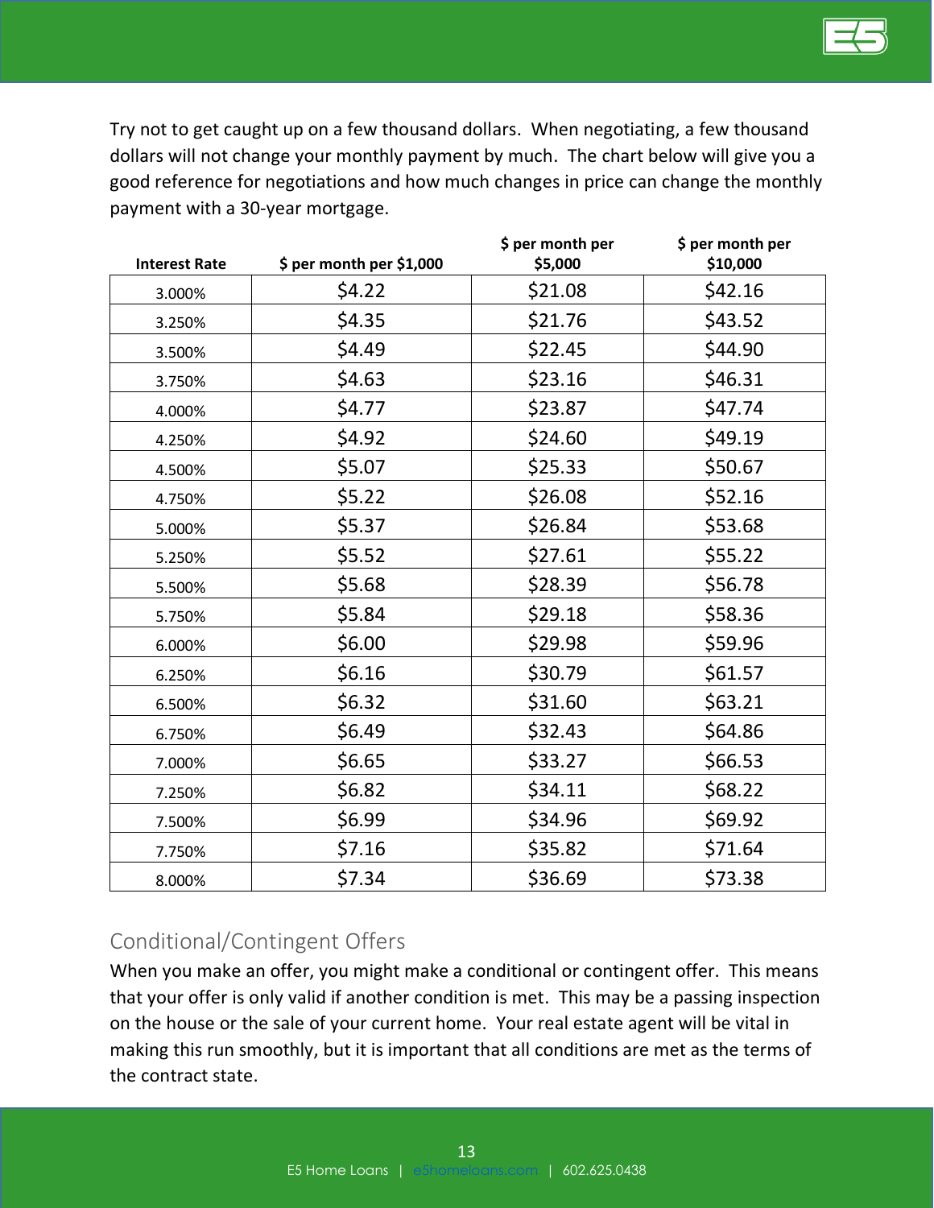Try not to get caught up on a few thousand dollars. When negotiating, a few thousand dollars will not change your monthly payment by much. The chart below will give you a good reference for negotiations and how much changes in price can change the monthly payment with a 30-year mortgage.

| Interest Rate | $ per month per $1,000 | $ per month per $5,000 | $ per month per $10,000 |
|---|---|---|---|
| 3.000% | $4.22 | $21.08 | $42.16 |
| 3.250% | $4.35 | $21.76 | $43.52 |
| 3.500% | $4.49 | $22.45 | $44.90 |
| 3.750% | $4.63 | $23.16 | $46.31 |
| 4.000% | $4.77 | $23.87 | $47.74 |
| 4.250% | $4.92 | $24.60 | $49.19 |
| 4.500% | $5.07 | $25.33 | $50.67 |
| 4.750% | $5.22 | $26.08 | $52.16 |
| 5.000% | $5.37 | $26.84 | $53.68 |
| 5.250% | $5.52 | $27.61 | $55.22 |
| 5.500% | $5.68 | $28.39 | $56.78 |
| 5.750% | $5.84 | $29.18 | $58.36 |
| 6.000% | $6.00 | $29.98 | $59.96 |
| 6.250% | $6.16 | $30.79 | $61.57 |
| 6.500% | $6.32 | $31.60 | $63.21 |
| 6.750% | $6.49 | $32.43 | $64.86 |
| 7.000% | $6.65 | $33.27 | $66.53 |
| 7.250% | $6.82 | $34.11 | $68.22 |
| 7.500% | $6.99 | $34.96 | $69.92 |
| 7.750% | $7.16 | $35.82 | $71.64 |
| 8.000% | $7.34 | $36.69 | $73.38 |

## Conditional/Contingent Offers

When you make an offer, you might make a conditional or contingent offer. This means that your offer is only valid if another condition is met. This may be a passing inspection on the house or the sale of your current home. Your real estate agent will be vital in making this run smoothly, but it is important that all conditions are met as the terms of the contract state.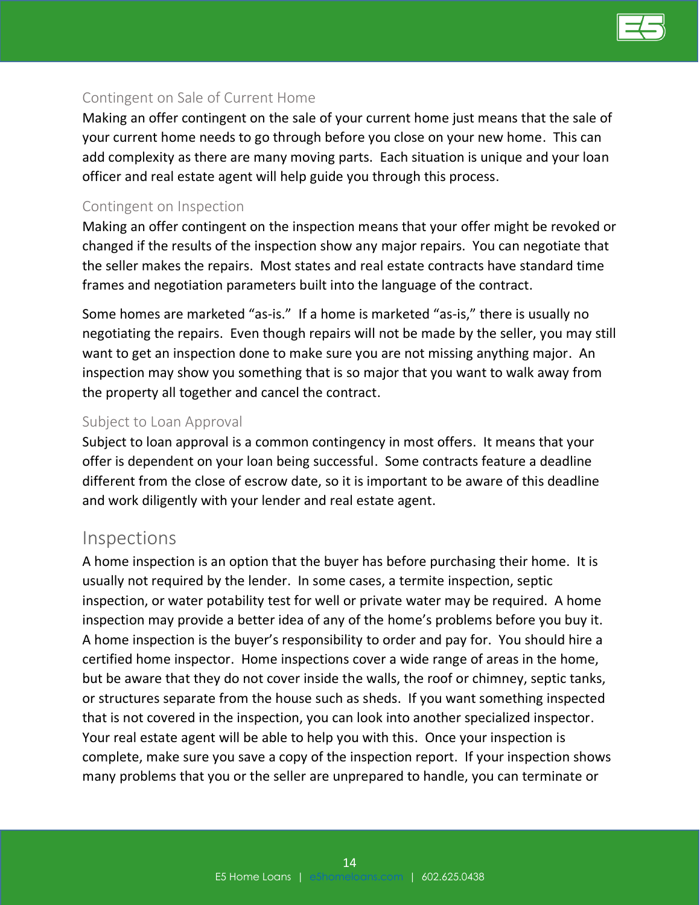### Contingent on Sale of Current Home

Making an offer contingent on the sale of your current home just means that the sale of your current home needs to go through before you close on your new home. This can add complexity as there are many moving parts. Each situation is unique and your loan officer and real estate agent will help guide you through this process.

### Contingent on Inspection

Making an offer contingent on the inspection means that your offer might be revoked or changed if the results of the inspection show any major repairs. You can negotiate that the seller makes the repairs. Most states and real estate contracts have standard time frames and negotiation parameters built into the language of the contract.

Some homes are marketed "as-is." If a home is marketed "as-is," there is usually no negotiating the repairs. Even though repairs will not be made by the seller, you may still want to get an inspection done to make sure you are not missing anything major. An inspection may show you something that is so major that you want to walk away from the property all together and cancel the contract.

### Subject to Loan Approval

Subject to loan approval is a common contingency in most offers. It means that your offer is dependent on your loan being successful. Some contracts feature a deadline different from the close of escrow date, so it is important to be aware of this deadline and work diligently with your lender and real estate agent.

## Inspections

A home inspection is an option that the buyer has before purchasing their home. It is usually not required by the lender. In some cases, a termite inspection, septic inspection, or water potability test for well or private water may be required. A home inspection may provide a better idea of any of the home's problems before you buy it. A home inspection is the buyer's responsibility to order and pay for. You should hire a certified home inspector. Home inspections cover a wide range of areas in the home, but be aware that they do not cover inside the walls, the roof or chimney, septic tanks, or structures separate from the house such as sheds. If you want something inspected that is not covered in the inspection, you can look into another specialized inspector. Your real estate agent will be able to help you with this. Once your inspection is complete, make sure you save a copy of the inspection report. If your inspection shows many problems that you or the seller are unprepared to handle, you can terminate or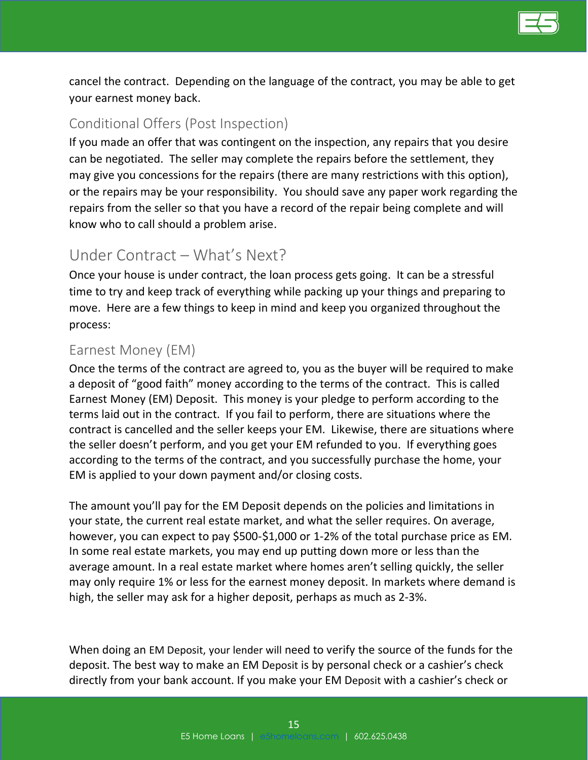cancel the contract. Depending on the language of the contract, you may be able to get your earnest money back.

### Conditional Offers (Post Inspection)

If you made an offer that was contingent on the inspection, any repairs that you desire can be negotiated. The seller may complete the repairs before the settlement, they may give you concessions for the repairs (there are many restrictions with this option), or the repairs may be your responsibility. You should save any paper work regarding the repairs from the seller so that you have a record of the repair being complete and will know who to call should a problem arise.

## Under Contract – What's Next?

Once your house is under contract, the loan process gets going. It can be a stressful time to try and keep track of everything while packing up your things and preparing to move. Here are a few things to keep in mind and keep you organized throughout the process:

### Earnest Money (EM)

Once the terms of the contract are agreed to, you as the buyer will be required to make a deposit of "good faith" money according to the terms of the contract. This is called Earnest Money (EM) Deposit. This money is your pledge to perform according to the terms laid out in the contract. If you fail to perform, there are situations where the contract is cancelled and the seller keeps your EM. Likewise, there are situations where the seller doesn't perform, and you get your EM refunded to you. If everything goes according to the terms of the contract, and you successfully purchase the home, your EM is applied to your down payment and/or closing costs.

The amount you'll pay for the EM Deposit depends on the policies and limitations in your state, the current real estate market, and what the seller requires. On average, however, you can expect to pay $500-$1,000 or 1-2% of the total purchase price as EM. In some real estate markets, you may end up putting down more or less than the average amount. In a real estate market where homes aren't selling quickly, the seller may only require 1% or less for the earnest money deposit. In markets where demand is high, the seller may ask for a higher deposit, perhaps as much as 2-3%.

When doing an EM Deposit, your lender will need to verify the source of the funds for the deposit. The best way to make an EM Deposit is by personal check or a cashier's check directly from your bank account. If you make your EM Deposit with a cashier's check or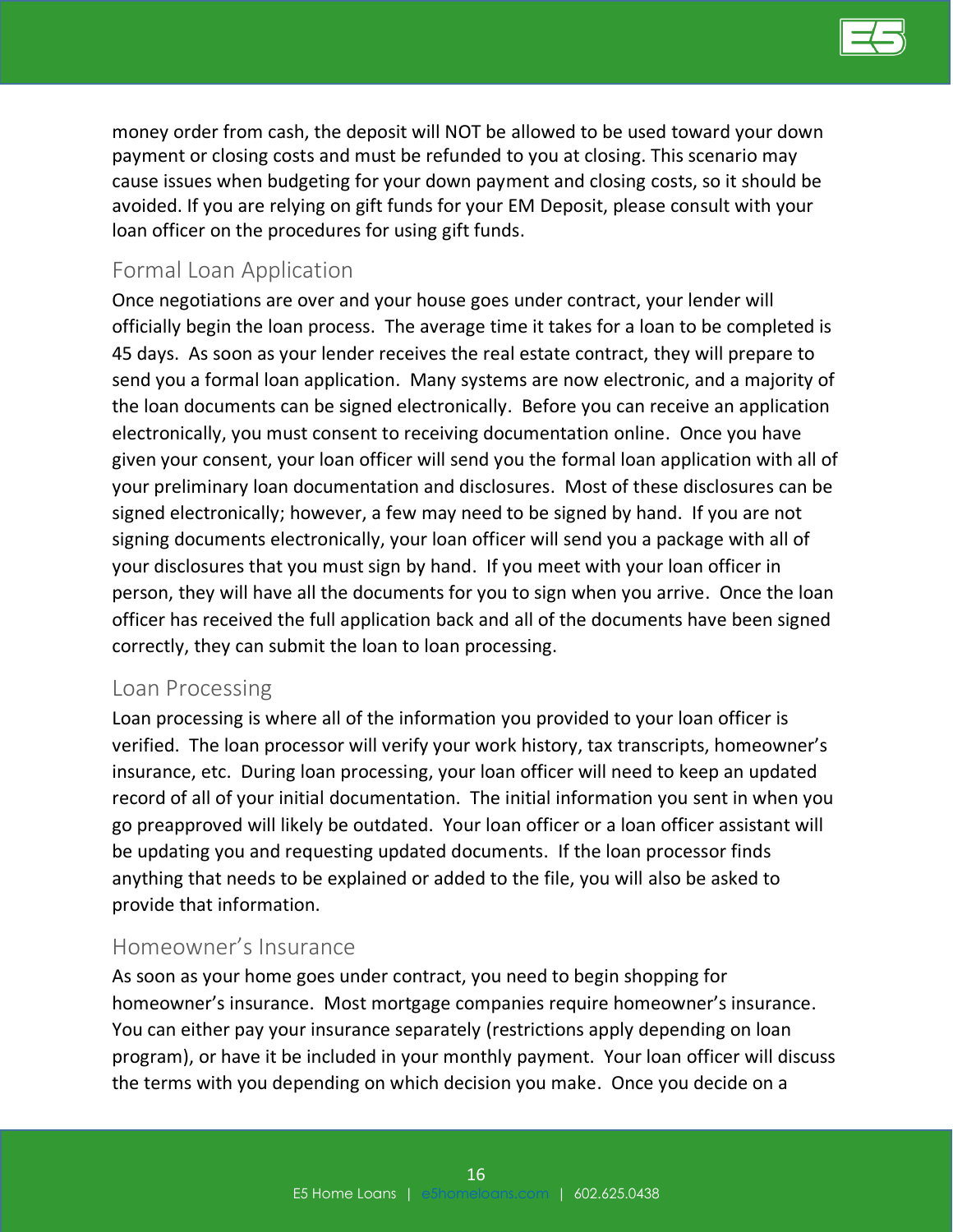money order from cash, the deposit will NOT be allowed to be used toward your down payment or closing costs and must be refunded to you at closing. This scenario may cause issues when budgeting for your down payment and closing costs, so it should be avoided. If you are relying on gift funds for your EM Deposit, please consult with your loan officer on the procedures for using gift funds.

## Formal Loan Application

Once negotiations are over and your house goes under contract, your lender will officially begin the loan process. The average time it takes for a loan to be completed is 45 days. As soon as your lender receives the real estate contract, they will prepare to send you a formal loan application. Many systems are now electronic, and a majority of the loan documents can be signed electronically. Before you can receive an application electronically, you must consent to receiving documentation online. Once you have given your consent, your loan officer will send you the formal loan application with all of your preliminary loan documentation and disclosures. Most of these disclosures can be signed electronically; however, a few may need to be signed by hand. If you are not signing documents electronically, your loan officer will send you a package with all of your disclosures that you must sign by hand. If you meet with your loan officer in person, they will have all the documents for you to sign when you arrive. Once the loan officer has received the full application back and all of the documents have been signed correctly, they can submit the loan to loan processing.

## Loan Processing

Loan processing is where all of the information you provided to your loan officer is verified. The loan processor will verify your work history, tax transcripts, homeowner's insurance, etc. During loan processing, your loan officer will need to keep an updated record of all of your initial documentation. The initial information you sent in when you go preapproved will likely be outdated. Your loan officer or a loan officer assistant will be updating you and requesting updated documents. If the loan processor finds anything that needs to be explained or added to the file, you will also be asked to provide that information.

## Homeowner's Insurance

As soon as your home goes under contract, you need to begin shopping for homeowner's insurance. Most mortgage companies require homeowner's insurance. You can either pay your insurance separately (restrictions apply depending on loan program), or have it be included in your monthly payment. Your loan officer will discuss the terms with you depending on which decision you make. Once you decide on a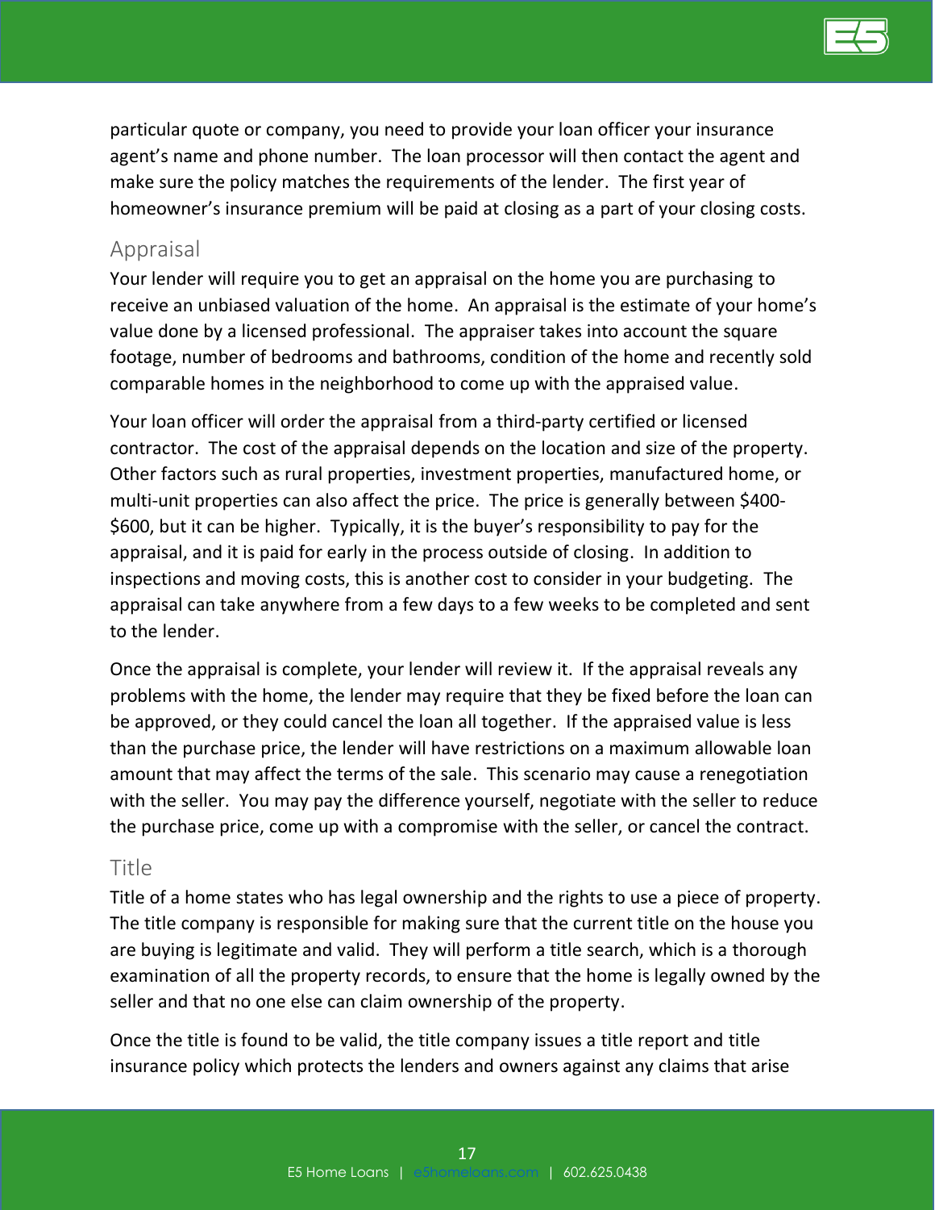particular quote or company, you need to provide your loan officer your insurance agent's name and phone number. The loan processor will then contact the agent and make sure the policy matches the requirements of the lender. The first year of homeowner's insurance premium will be paid at closing as a part of your closing costs.

## Appraisal

Your lender will require you to get an appraisal on the home you are purchasing to receive an unbiased valuation of the home. An appraisal is the estimate of your home's value done by a licensed professional. The appraiser takes into account the square footage, number of bedrooms and bathrooms, condition of the home and recently sold comparable homes in the neighborhood to come up with the appraised value.

Your loan officer will order the appraisal from a third-party certified or licensed contractor. The cost of the appraisal depends on the location and size of the property. Other factors such as rural properties, investment properties, manufactured home, or multi-unit properties can also affect the price. The price is generally between $400-$600, but it can be higher. Typically, it is the buyer's responsibility to pay for the appraisal, and it is paid for early in the process outside of closing. In addition to inspections and moving costs, this is another cost to consider in your budgeting. The appraisal can take anywhere from a few days to a few weeks to be completed and sent to the lender.

Once the appraisal is complete, your lender will review it. If the appraisal reveals any problems with the home, the lender may require that they be fixed before the loan can be approved, or they could cancel the loan all together. If the appraised value is less than the purchase price, the lender will have restrictions on a maximum allowable loan amount that may affect the terms of the sale. This scenario may cause a renegotiation with the seller. You may pay the difference yourself, negotiate with the seller to reduce the purchase price, come up with a compromise with the seller, or cancel the contract.

## Title

Title of a home states who has legal ownership and the rights to use a piece of property. The title company is responsible for making sure that the current title on the house you are buying is legitimate and valid. They will perform a title search, which is a thorough examination of all the property records, to ensure that the home is legally owned by the seller and that no one else can claim ownership of the property.

Once the title is found to be valid, the title company issues a title report and title insurance policy which protects the lenders and owners against any claims that arise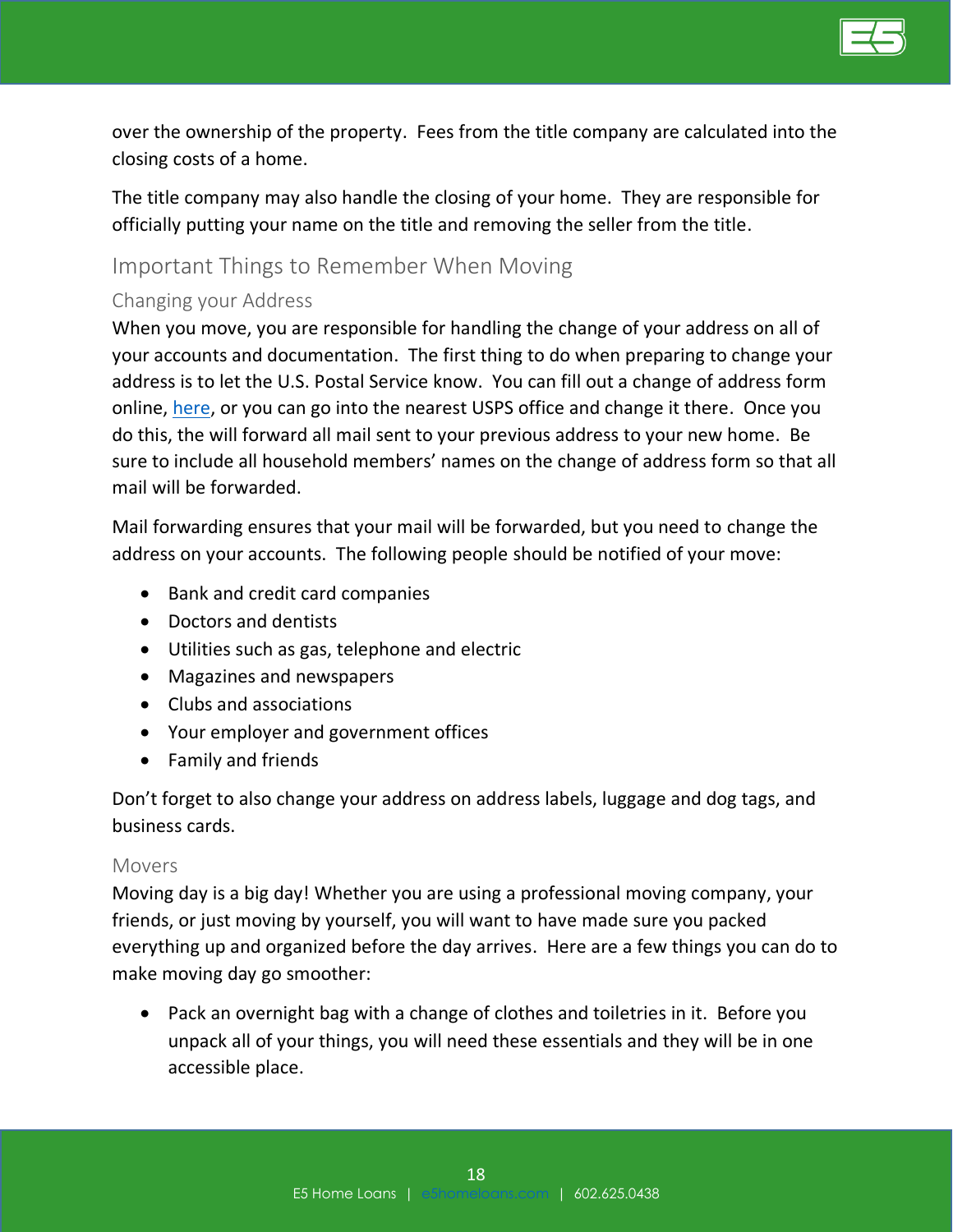over the ownership of the property. Fees from the title company are calculated into the closing costs of a home.

The title company may also handle the closing of your home. They are responsible for officially putting your name on the title and removing the seller from the title.

## Important Things to Remember When Moving

### Changing your Address

When you move, you are responsible for handling the change of your address on all of your accounts and documentation. The first thing to do when preparing to change your address is to let the U.S. Postal Service know. You can fill out a change of address form online, here, or you can go into the nearest USPS office and change it there. Once you do this, the will forward all mail sent to your previous address to your new home. Be sure to include all household members' names on the change of address form so that all mail will be forwarded.

Mail forwarding ensures that your mail will be forwarded, but you need to change the address on your accounts. The following people should be notified of your move:

- Bank and credit card companies
- Doctors and dentists
- Utilities such as gas, telephone and electric
- Magazines and newspapers
- Clubs and associations
- Your employer and government offices
- Family and friends

Don't forget to also change your address on address labels, luggage and dog tags, and business cards.

### Movers

Moving day is a big day! Whether you are using a professional moving company, your friends, or just moving by yourself, you will want to have made sure you packed everything up and organized before the day arrives. Here are a few things you can do to make moving day go smoother:

- Pack an overnight bag with a change of clothes and toiletries in it. Before you unpack all of your things, you will need these essentials and they will be in one accessible place.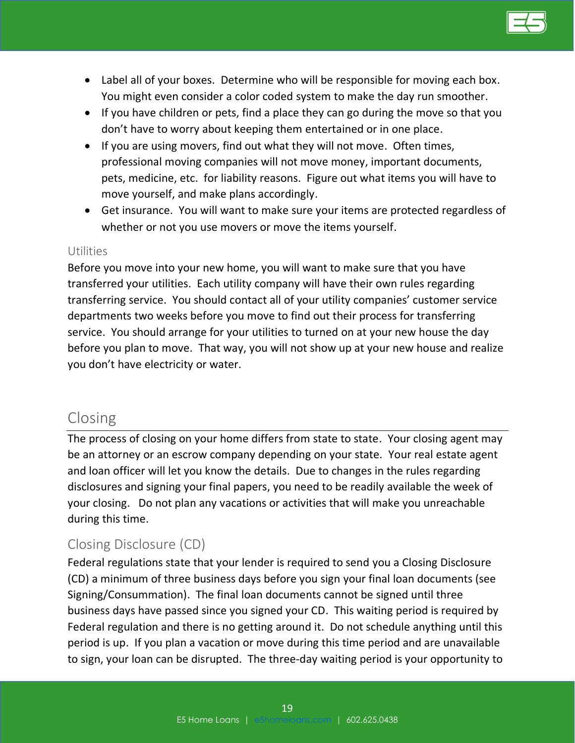- Label all of your boxes.  Determine who will be responsible for moving each box.  You might even consider a color coded system to make the day run smoother.
- If you have children or pets, find a place they can go during the move so that you don't have to worry about keeping them entertained or in one place.
- If you are using movers, find out what they will not move.  Often times, professional moving companies will not move money, important documents, pets, medicine, etc.  for liability reasons.  Figure out what items you will have to move yourself, and make plans accordingly.
- Get insurance.  You will want to make sure your items are protected regardless of whether or not you use movers or move the items yourself.

### Utilities

Before you move into your new home, you will want to make sure that you have transferred your utilities.  Each utility company will have their own rules regarding transferring service.  You should contact all of your utility companies' customer service departments two weeks before you move to find out their process for transferring service.  You should arrange for your utilities to turned on at your new house the day before you plan to move.  That way, you will not show up at your new house and realize you don't have electricity or water.

## Closing

The process of closing on your home differs from state to state.  Your closing agent may be an attorney or an escrow company depending on your state.  Your real estate agent and loan officer will let you know the details.  Due to changes in the rules regarding disclosures and signing your final papers, you need to be readily available the week of your closing.   Do not plan any vacations or activities that will make you unreachable during this time.

### Closing Disclosure (CD)

Federal regulations state that your lender is required to send you a Closing Disclosure (CD) a minimum of three business days before you sign your final loan documents (see Signing/Consummation).  The final loan documents cannot be signed until three business days have passed since you signed your CD.  This waiting period is required by Federal regulation and there is no getting around it.  Do not schedule anything until this period is up.  If you plan a vacation or move during this time period and are unavailable to sign, your loan can be disrupted.  The three-day waiting period is your opportunity to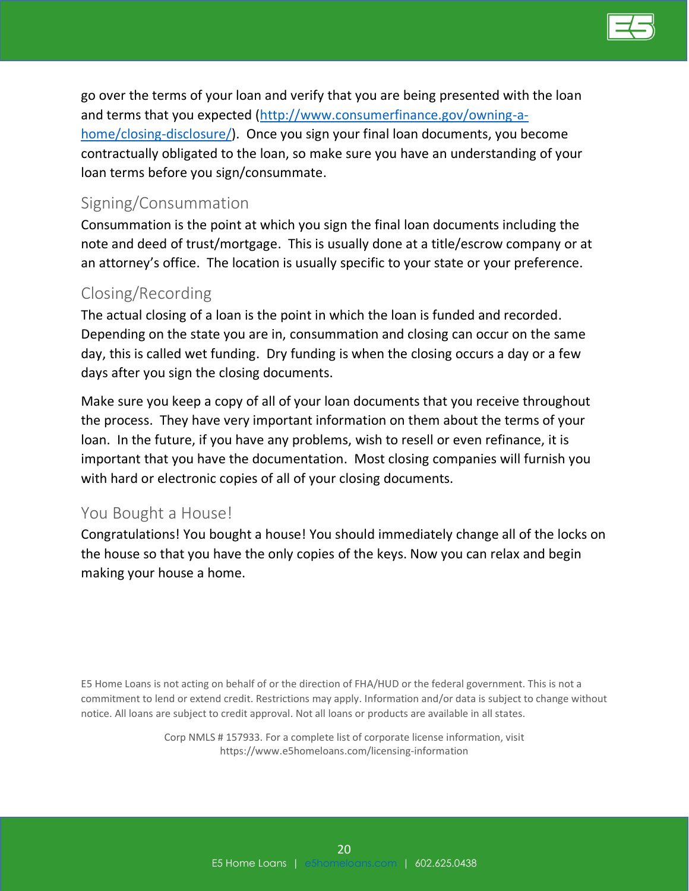go over the terms of your loan and verify that you are being presented with the loan and terms that you expected ([http://www.consumerfinance.gov/owning-a-home/closing-disclosure/](http://www.consumerfinance.gov/owning-a-home/closing-disclosure/)). Once you sign your final loan documents, you become contractually obligated to the loan, so make sure you have an understanding of your loan terms before you sign/consummate.

## Signing/Consummation

Consummation is the point at which you sign the final loan documents including the note and deed of trust/mortgage. This is usually done at a title/escrow company or at an attorney's office. The location is usually specific to your state or your preference.

## Closing/Recording

The actual closing of a loan is the point in which the loan is funded and recorded. Depending on the state you are in, consummation and closing can occur on the same day, this is called wet funding. Dry funding is when the closing occurs a day or a few days after you sign the closing documents.

Make sure you keep a copy of all of your loan documents that you receive throughout the process. They have very important information on them about the terms of your loan. In the future, if you have any problems, wish to resell or even refinance, it is important that you have the documentation. Most closing companies will furnish you with hard or electronic copies of all of your closing documents.

## You Bought a House!

Congratulations! You bought a house! You should immediately change all of the locks on the house so that you have the only copies of the keys. Now you can relax and begin making your house a home.

E5 Home Loans is not acting on behalf of or the direction of FHA/HUD or the federal government. This is not a commitment to lend or extend credit. Restrictions may apply. Information and/or data is subject to change without notice. All loans are subject to credit approval. Not all loans or products are available in all states.

Corp NMLS # 157933. For a complete list of corporate license information, visit https://www.e5homeloans.com/licensing-information